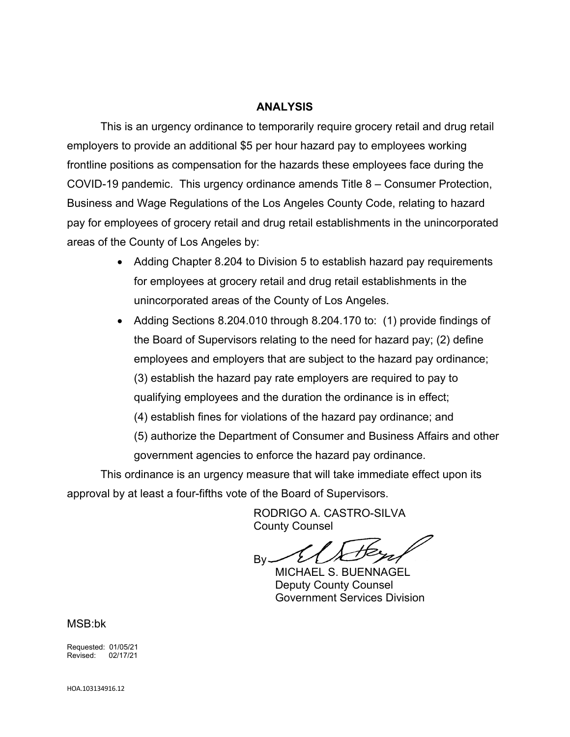## ANALYSIS

This is an urgency ordinance to temporarily require grocery retail and drug retail employers to provide an additional $5 per hour hazard pay to employees working frontline positions as compensation for the hazards these employees face during the COVID-19 pandemic. This urgency ordinance amends Title 8 – Consumer Protection, Business and Wage Regulations of the Los Angeles County Code, relating to hazard pay for employees of grocery retail and drug retail establishments in the unincorporated areas of the County of Los Angeles by:

- Adding Chapter 8.204 to Division 5 to establish hazard pay requirements for employees at grocery retail and drug retail establishments in the unincorporated areas of the County of Los Angeles.
- Adding Sections 8.204.010 through 8.204.170 to: (1) provide findings of the Board of Supervisors relating to the need for hazard pay; (2) define employees and employers that are subject to the hazard pay ordinance; (3) establish the hazard pay rate employers are required to pay to qualifying employees and the duration the ordinance is in effect; (4) establish fines for violations of the hazard pay ordinance; and (5) authorize the Department of Consumer and Business Affairs and other government agencies to enforce the hazard pay ordinance.

This ordinance is an urgency measure that will take immediate effect upon its approval by at least a four-fifths vote of the Board of Supervisors.

RODRIGO A. CASTRO-SILVA
County Counsel

By

MICHAEL S. BUENNAGEL
Deputy County Counsel
Government Services Division

MSB:bk

Requested: 01/05/21
Revised: 02/17/21

HOA.103134916.12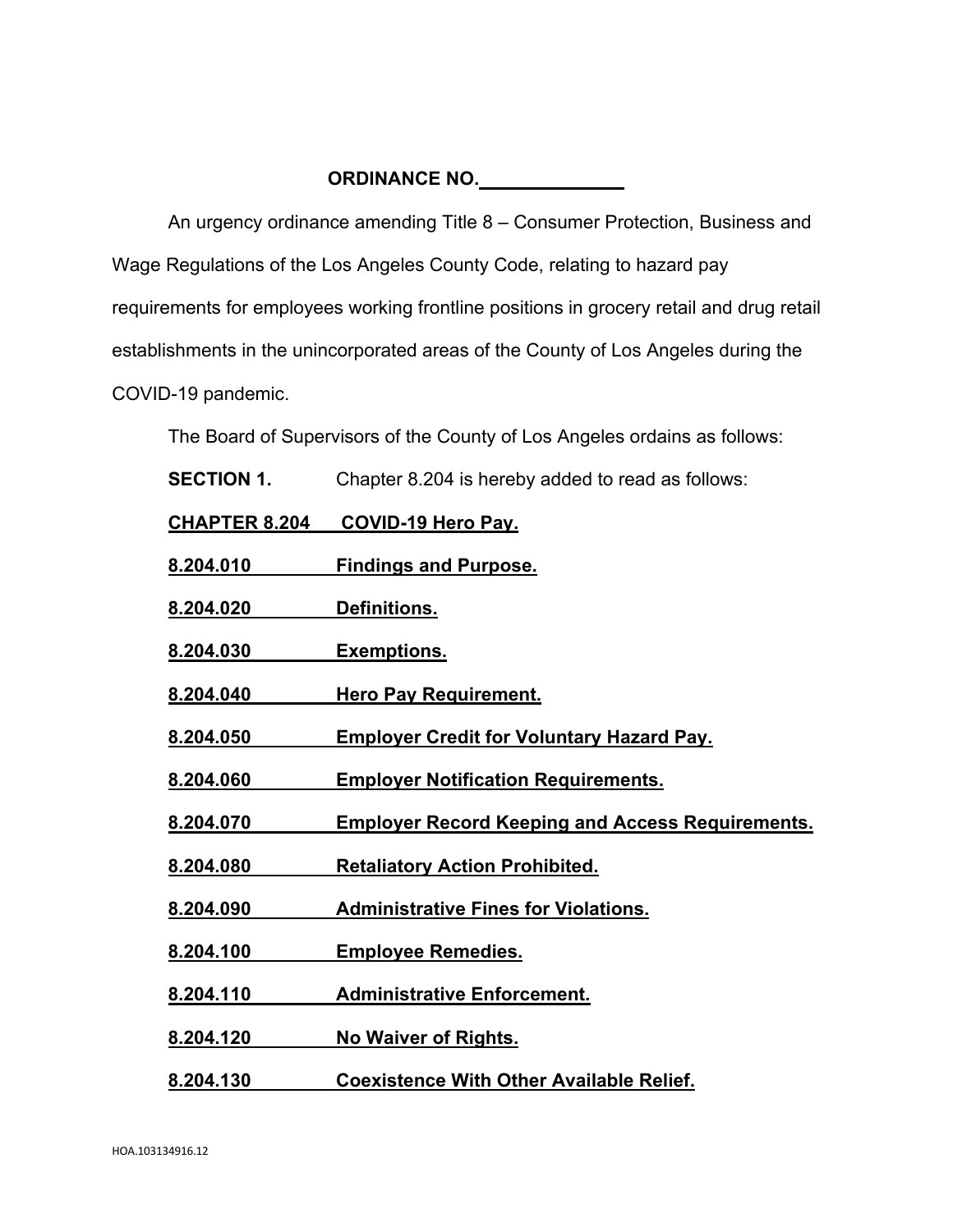**ORDINANCE NO.______________**

An urgency ordinance amending Title 8 – Consumer Protection, Business and Wage Regulations of the Los Angeles County Code, relating to hazard pay requirements for employees working frontline positions in grocery retail and drug retail establishments in the unincorporated areas of the County of Los Angeles during the COVID-19 pandemic.

The Board of Supervisors of the County of Los Angeles ordains as follows:

**SECTION 1.** Chapter 8.204 is hereby added to read as follows:

**CHAPTER 8.204 COVID-19 Hero Pay.**

**8.204.010 Findings and Purpose.**

**8.204.020 Definitions.**

**8.204.030 Exemptions.**

**8.204.040 Hero Pay Requirement.**

**8.204.050 Employer Credit for Voluntary Hazard Pay.**

**8.204.060 Employer Notification Requirements.**

**8.204.070 Employer Record Keeping and Access Requirements.**

**8.204.080 Retaliatory Action Prohibited.**

**8.204.090 Administrative Fines for Violations.**

**8.204.100 Employee Remedies.**

**8.204.110 Administrative Enforcement.**

**8.204.120 No Waiver of Rights.**

**8.204.130 Coexistence With Other Available Relief.**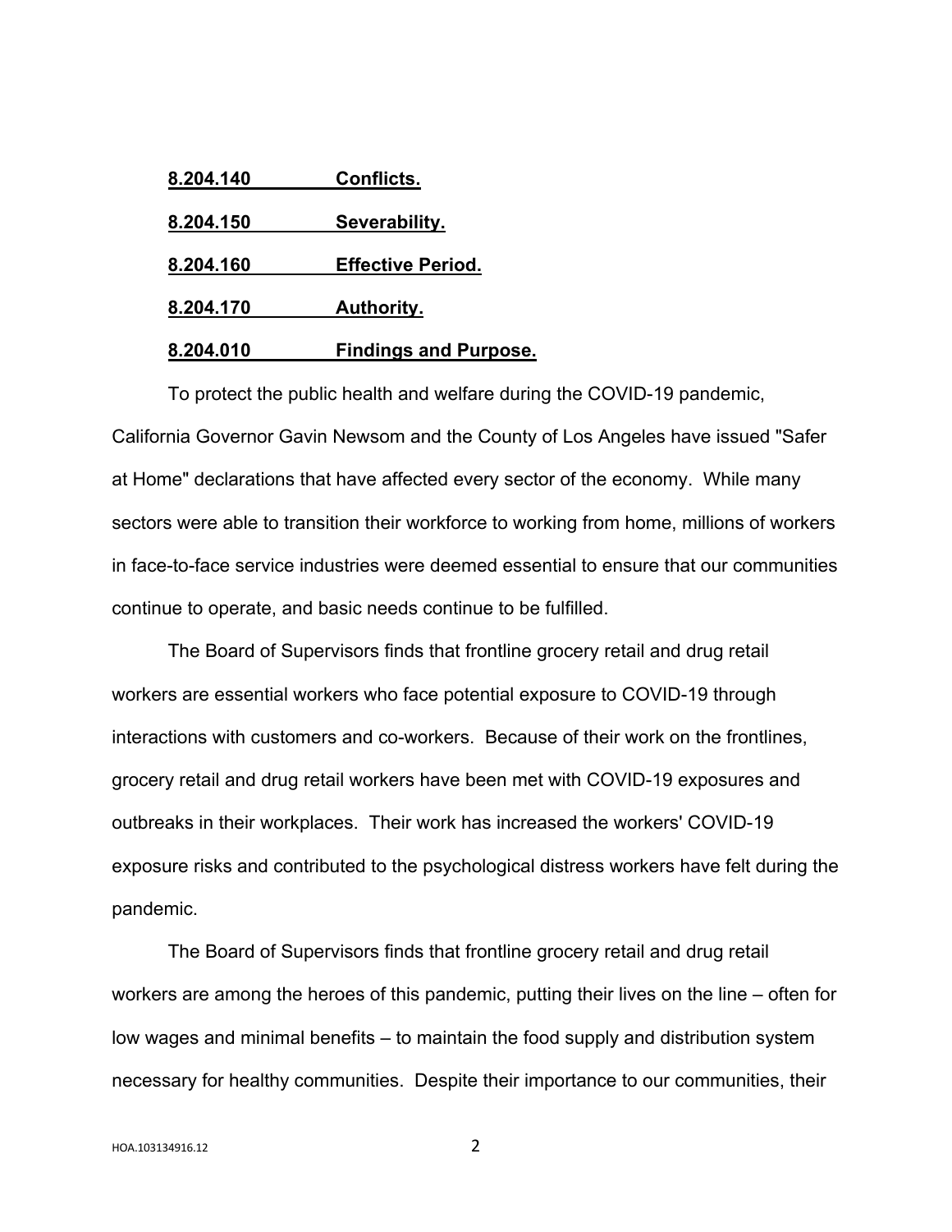**8.204.140 Conflicts.**

**8.204.150 Severability.**

**8.204.160 Effective Period.**

**8.204.170 Authority.**

**8.204.010 Findings and Purpose.**

To protect the public health and welfare during the COVID-19 pandemic, California Governor Gavin Newsom and the County of Los Angeles have issued "Safer at Home" declarations that have affected every sector of the economy. While many sectors were able to transition their workforce to working from home, millions of workers in face-to-face service industries were deemed essential to ensure that our communities continue to operate, and basic needs continue to be fulfilled.

The Board of Supervisors finds that frontline grocery retail and drug retail workers are essential workers who face potential exposure to COVID-19 through interactions with customers and co-workers. Because of their work on the frontlines, grocery retail and drug retail workers have been met with COVID-19 exposures and outbreaks in their workplaces. Their work has increased the workers' COVID-19 exposure risks and contributed to the psychological distress workers have felt during the pandemic.

The Board of Supervisors finds that frontline grocery retail and drug retail workers are among the heroes of this pandemic, putting their lives on the line – often for low wages and minimal benefits – to maintain the food supply and distribution system necessary for healthy communities. Despite their importance to our communities, their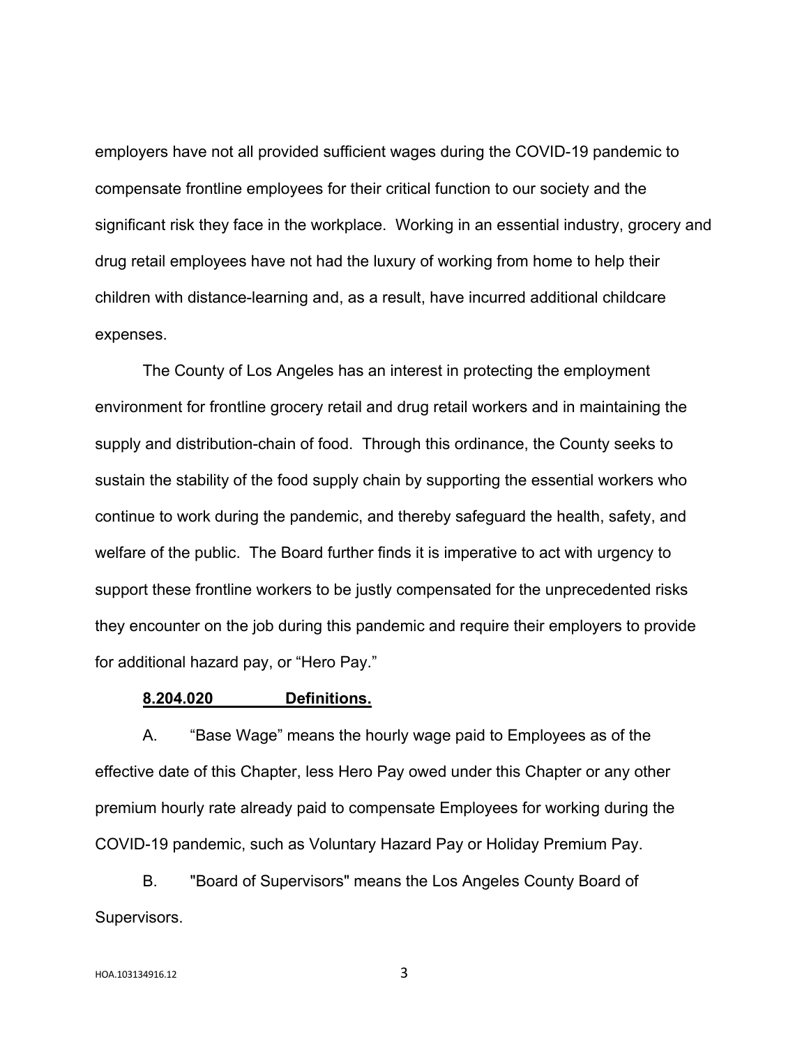employers have not all provided sufficient wages during the COVID-19 pandemic to compensate frontline employees for their critical function to our society and the significant risk they face in the workplace. Working in an essential industry, grocery and drug retail employees have not had the luxury of working from home to help their children with distance-learning and, as a result, have incurred additional childcare expenses.

The County of Los Angeles has an interest in protecting the employment environment for frontline grocery retail and drug retail workers and in maintaining the supply and distribution-chain of food. Through this ordinance, the County seeks to sustain the stability of the food supply chain by supporting the essential workers who continue to work during the pandemic, and thereby safeguard the health, safety, and welfare of the public. The Board further finds it is imperative to act with urgency to support these frontline workers to be justly compensated for the unprecedented risks they encounter on the job during this pandemic and require their employers to provide for additional hazard pay, or "Hero Pay."

**8.204.020 Definitions.**

A. "Base Wage" means the hourly wage paid to Employees as of the effective date of this Chapter, less Hero Pay owed under this Chapter or any other premium hourly rate already paid to compensate Employees for working during the COVID-19 pandemic, such as Voluntary Hazard Pay or Holiday Premium Pay.

B. "Board of Supervisors" means the Los Angeles County Board of Supervisors.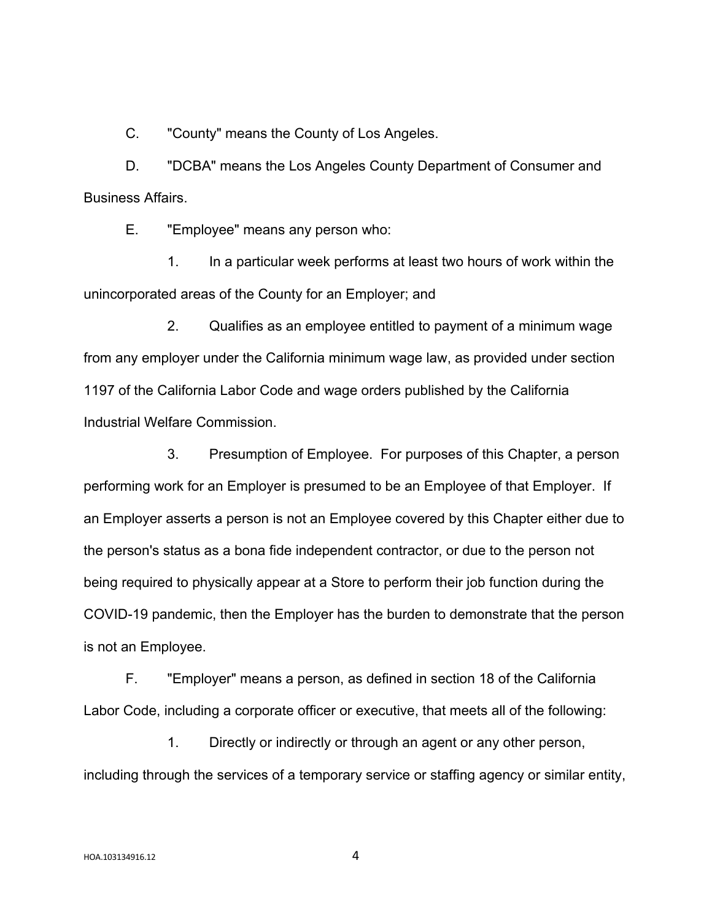C. "County" means the County of Los Angeles.

D. "DCBA" means the Los Angeles County Department of Consumer and Business Affairs.

E. "Employee" means any person who:

1. In a particular week performs at least two hours of work within the unincorporated areas of the County for an Employer; and

2. Qualifies as an employee entitled to payment of a minimum wage from any employer under the California minimum wage law, as provided under section 1197 of the California Labor Code and wage orders published by the California Industrial Welfare Commission.

3. Presumption of Employee. For purposes of this Chapter, a person performing work for an Employer is presumed to be an Employee of that Employer. If an Employer asserts a person is not an Employee covered by this Chapter either due to the person's status as a bona fide independent contractor, or due to the person not being required to physically appear at a Store to perform their job function during the COVID-19 pandemic, then the Employer has the burden to demonstrate that the person is not an Employee.

F. "Employer" means a person, as defined in section 18 of the California Labor Code, including a corporate officer or executive, that meets all of the following:

1. Directly or indirectly or through an agent or any other person, including through the services of a temporary service or staffing agency or similar entity,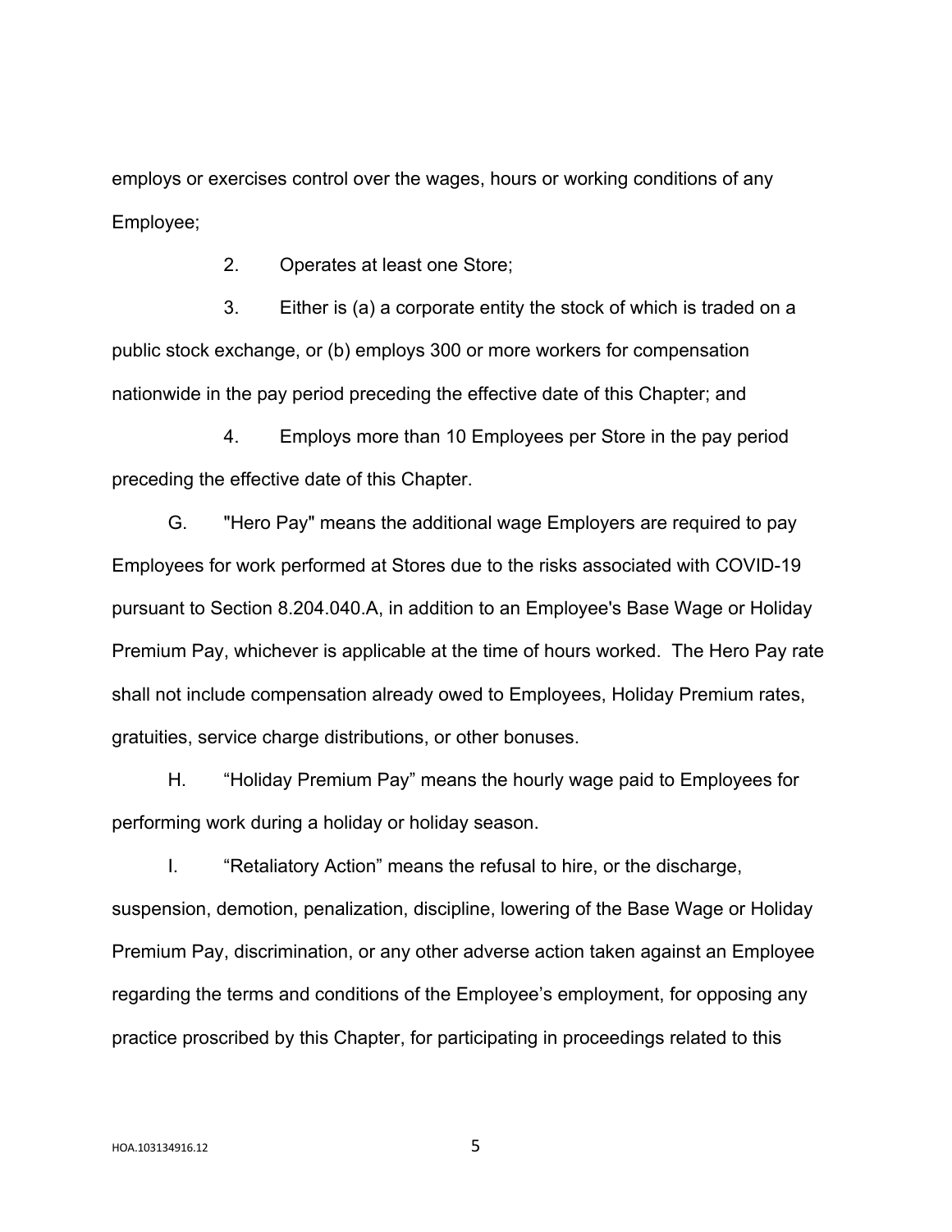employs or exercises control over the wages, hours or working conditions of any Employee;

2. Operates at least one Store;

3. Either is (a) a corporate entity the stock of which is traded on a public stock exchange, or (b) employs 300 or more workers for compensation nationwide in the pay period preceding the effective date of this Chapter; and

4. Employs more than 10 Employees per Store in the pay period preceding the effective date of this Chapter.

G. "Hero Pay" means the additional wage Employers are required to pay Employees for work performed at Stores due to the risks associated with COVID-19 pursuant to Section 8.204.040.A, in addition to an Employee's Base Wage or Holiday Premium Pay, whichever is applicable at the time of hours worked. The Hero Pay rate shall not include compensation already owed to Employees, Holiday Premium rates, gratuities, service charge distributions, or other bonuses.

H. "Holiday Premium Pay" means the hourly wage paid to Employees for performing work during a holiday or holiday season.

I. "Retaliatory Action" means the refusal to hire, or the discharge, suspension, demotion, penalization, discipline, lowering of the Base Wage or Holiday Premium Pay, discrimination, or any other adverse action taken against an Employee regarding the terms and conditions of the Employee's employment, for opposing any practice proscribed by this Chapter, for participating in proceedings related to this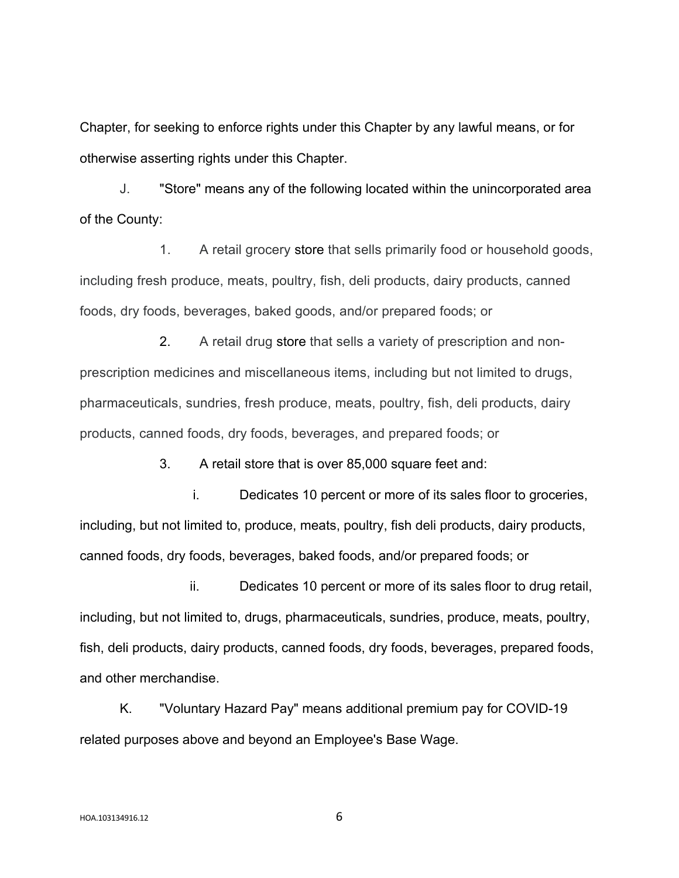Chapter, for seeking to enforce rights under this Chapter by any lawful means, or for otherwise asserting rights under this Chapter.

J. "Store" means any of the following located within the unincorporated area of the County:

1. A retail grocery store that sells primarily food or household goods, including fresh produce, meats, poultry, fish, deli products, dairy products, canned foods, dry foods, beverages, baked goods, and/or prepared foods; or

2. A retail drug store that sells a variety of prescription and non-prescription medicines and miscellaneous items, including but not limited to drugs, pharmaceuticals, sundries, fresh produce, meats, poultry, fish, deli products, dairy products, canned foods, dry foods, beverages, and prepared foods; or

3. A retail store that is over 85,000 square feet and:

i. Dedicates 10 percent or more of its sales floor to groceries, including, but not limited to, produce, meats, poultry, fish deli products, dairy products, canned foods, dry foods, beverages, baked foods, and/or prepared foods; or

ii. Dedicates 10 percent or more of its sales floor to drug retail, including, but not limited to, drugs, pharmaceuticals, sundries, produce, meats, poultry, fish, deli products, dairy products, canned foods, dry foods, beverages, prepared foods, and other merchandise.

K. "Voluntary Hazard Pay" means additional premium pay for COVID-19 related purposes above and beyond an Employee's Base Wage.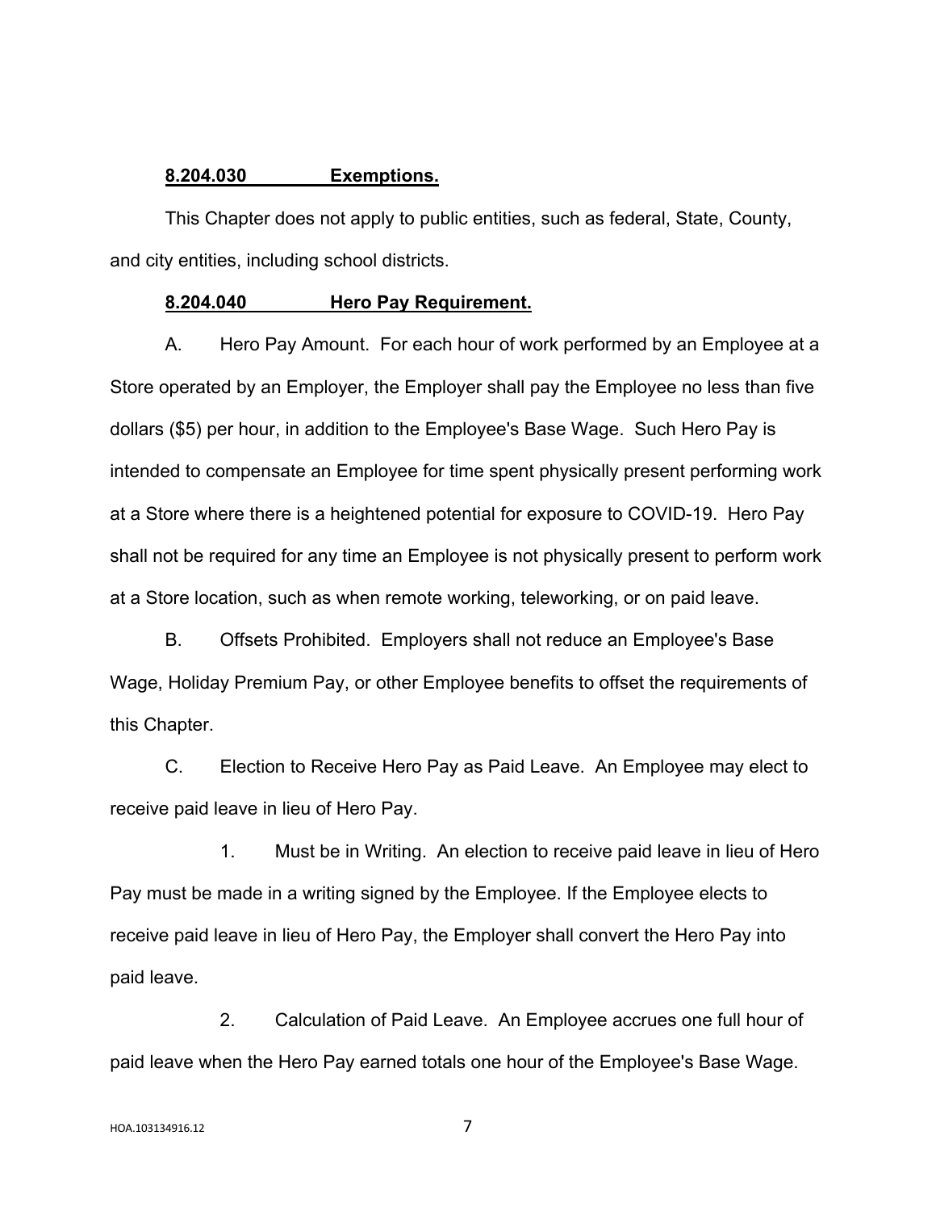**8.204.030 Exemptions.**

This Chapter does not apply to public entities, such as federal, State, County, and city entities, including school districts.

**8.204.040 Hero Pay Requirement.**

A. Hero Pay Amount. For each hour of work performed by an Employee at a Store operated by an Employer, the Employer shall pay the Employee no less than five dollars ($5) per hour, in addition to the Employee's Base Wage. Such Hero Pay is intended to compensate an Employee for time spent physically present performing work at a Store where there is a heightened potential for exposure to COVID-19. Hero Pay shall not be required for any time an Employee is not physically present to perform work at a Store location, such as when remote working, teleworking, or on paid leave.

B. Offsets Prohibited. Employers shall not reduce an Employee's Base Wage, Holiday Premium Pay, or other Employee benefits to offset the requirements of this Chapter.

C. Election to Receive Hero Pay as Paid Leave. An Employee may elect to receive paid leave in lieu of Hero Pay.

1. Must be in Writing. An election to receive paid leave in lieu of Hero Pay must be made in a writing signed by the Employee. If the Employee elects to receive paid leave in lieu of Hero Pay, the Employer shall convert the Hero Pay into paid leave.

2. Calculation of Paid Leave. An Employee accrues one full hour of paid leave when the Hero Pay earned totals one hour of the Employee's Base Wage.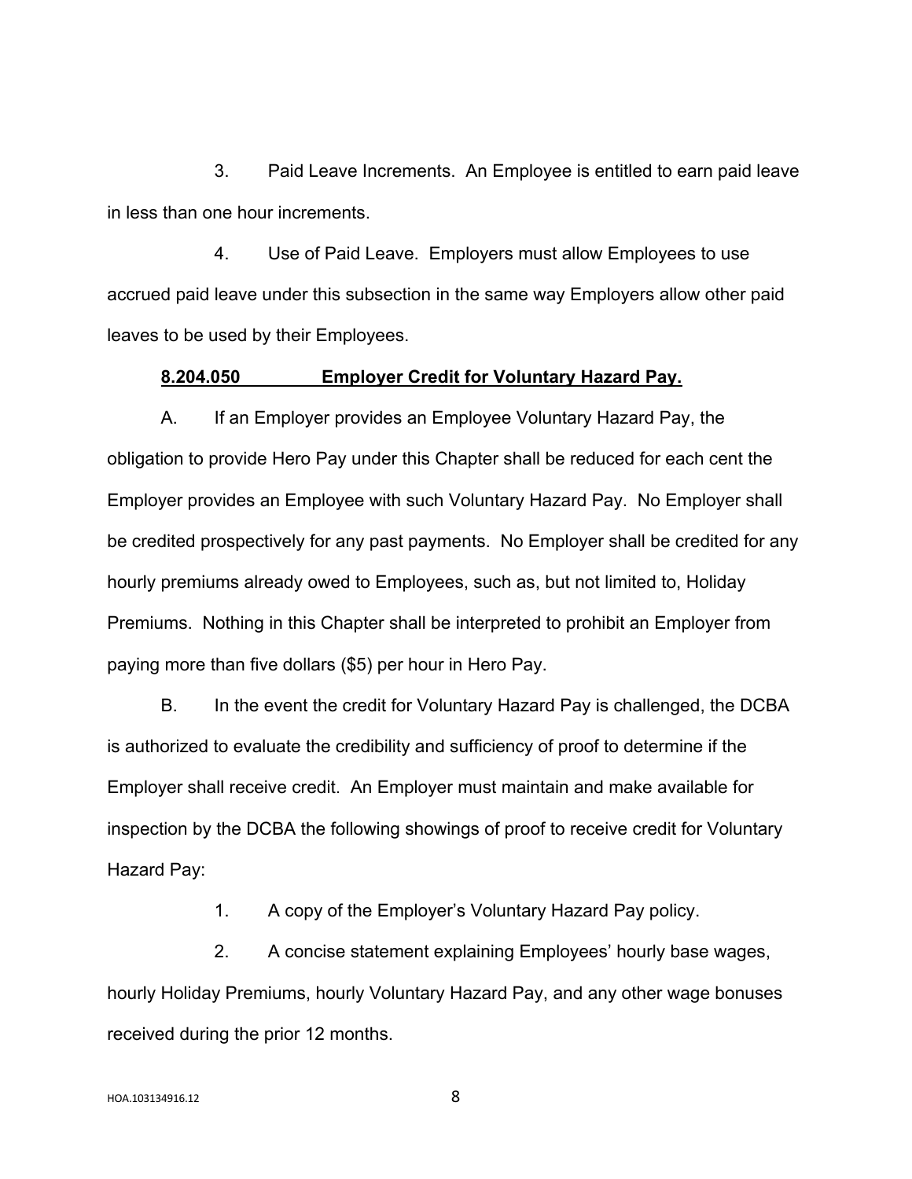3. Paid Leave Increments. An Employee is entitled to earn paid leave in less than one hour increments.

4. Use of Paid Leave. Employers must allow Employees to use accrued paid leave under this subsection in the same way Employers allow other paid leaves to be used by their Employees.

**8.204.050 Employer Credit for Voluntary Hazard Pay.**

A. If an Employer provides an Employee Voluntary Hazard Pay, the obligation to provide Hero Pay under this Chapter shall be reduced for each cent the Employer provides an Employee with such Voluntary Hazard Pay. No Employer shall be credited prospectively for any past payments. No Employer shall be credited for any hourly premiums already owed to Employees, such as, but not limited to, Holiday Premiums. Nothing in this Chapter shall be interpreted to prohibit an Employer from paying more than five dollars ($5) per hour in Hero Pay.

B. In the event the credit for Voluntary Hazard Pay is challenged, the DCBA is authorized to evaluate the credibility and sufficiency of proof to determine if the Employer shall receive credit. An Employer must maintain and make available for inspection by the DCBA the following showings of proof to receive credit for Voluntary Hazard Pay:

1. A copy of the Employer's Voluntary Hazard Pay policy.

2. A concise statement explaining Employees' hourly base wages, hourly Holiday Premiums, hourly Voluntary Hazard Pay, and any other wage bonuses received during the prior 12 months.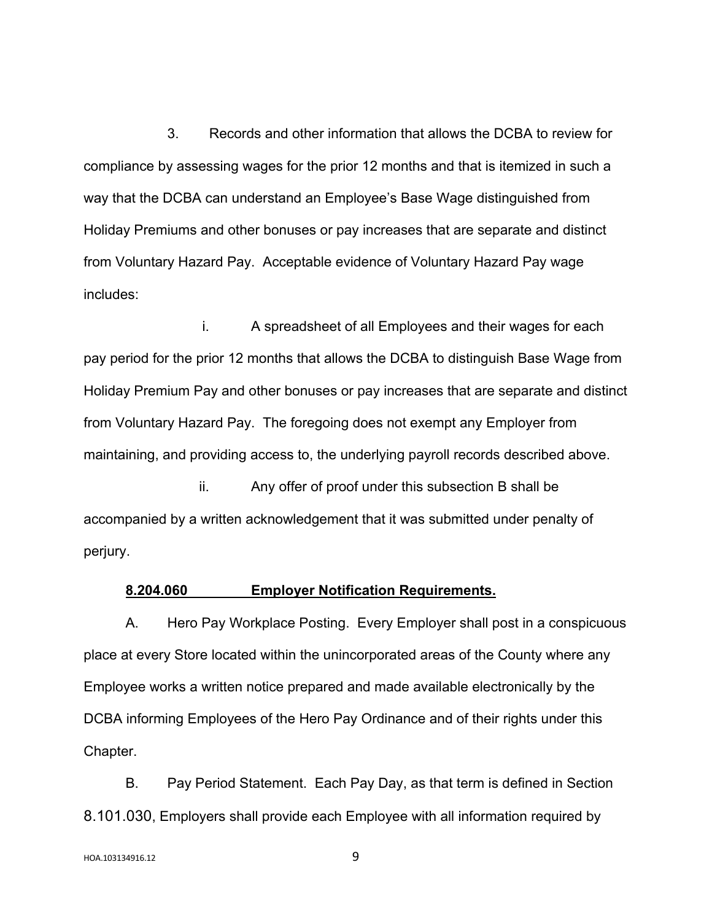3. Records and other information that allows the DCBA to review for compliance by assessing wages for the prior 12 months and that is itemized in such a way that the DCBA can understand an Employee's Base Wage distinguished from Holiday Premiums and other bonuses or pay increases that are separate and distinct from Voluntary Hazard Pay. Acceptable evidence of Voluntary Hazard Pay wage includes:

i. A spreadsheet of all Employees and their wages for each pay period for the prior 12 months that allows the DCBA to distinguish Base Wage from Holiday Premium Pay and other bonuses or pay increases that are separate and distinct from Voluntary Hazard Pay. The foregoing does not exempt any Employer from maintaining, and providing access to, the underlying payroll records described above.

ii. Any offer of proof under this subsection B shall be accompanied by a written acknowledgement that it was submitted under penalty of perjury.

**8.204.060 Employer Notification Requirements.**

A. Hero Pay Workplace Posting. Every Employer shall post in a conspicuous place at every Store located within the unincorporated areas of the County where any Employee works a written notice prepared and made available electronically by the DCBA informing Employees of the Hero Pay Ordinance and of their rights under this Chapter.

B. Pay Period Statement. Each Pay Day, as that term is defined in Section 8.101.030, Employers shall provide each Employee with all information required by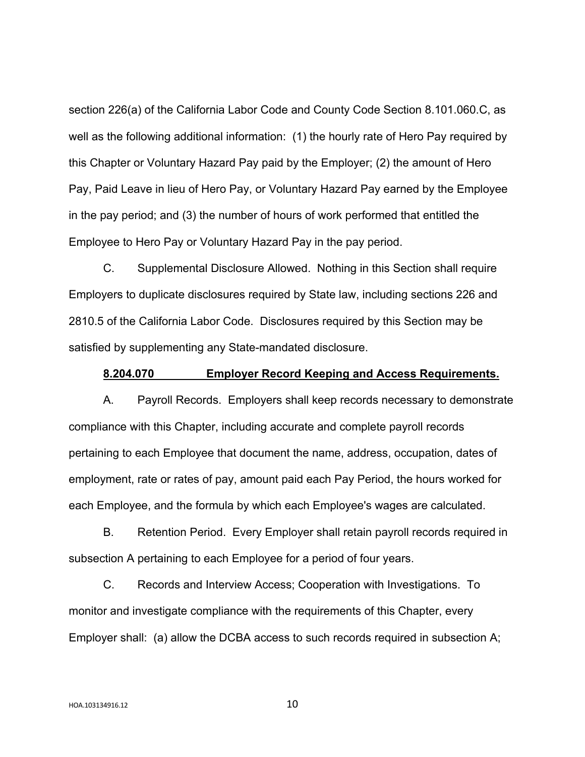section 226(a) of the California Labor Code and County Code Section 8.101.060.C, as well as the following additional information: (1) the hourly rate of Hero Pay required by this Chapter or Voluntary Hazard Pay paid by the Employer; (2) the amount of Hero Pay, Paid Leave in lieu of Hero Pay, or Voluntary Hazard Pay earned by the Employee in the pay period; and (3) the number of hours of work performed that entitled the Employee to Hero Pay or Voluntary Hazard Pay in the pay period.

C. Supplemental Disclosure Allowed. Nothing in this Section shall require Employers to duplicate disclosures required by State law, including sections 226 and 2810.5 of the California Labor Code. Disclosures required by this Section may be satisfied by supplementing any State-mandated disclosure.

**8.204.070 Employer Record Keeping and Access Requirements.**

A. Payroll Records. Employers shall keep records necessary to demonstrate compliance with this Chapter, including accurate and complete payroll records pertaining to each Employee that document the name, address, occupation, dates of employment, rate or rates of pay, amount paid each Pay Period, the hours worked for each Employee, and the formula by which each Employee's wages are calculated.

B. Retention Period. Every Employer shall retain payroll records required in subsection A pertaining to each Employee for a period of four years.

C. Records and Interview Access; Cooperation with Investigations. To monitor and investigate compliance with the requirements of this Chapter, every Employer shall: (a) allow the DCBA access to such records required in subsection A;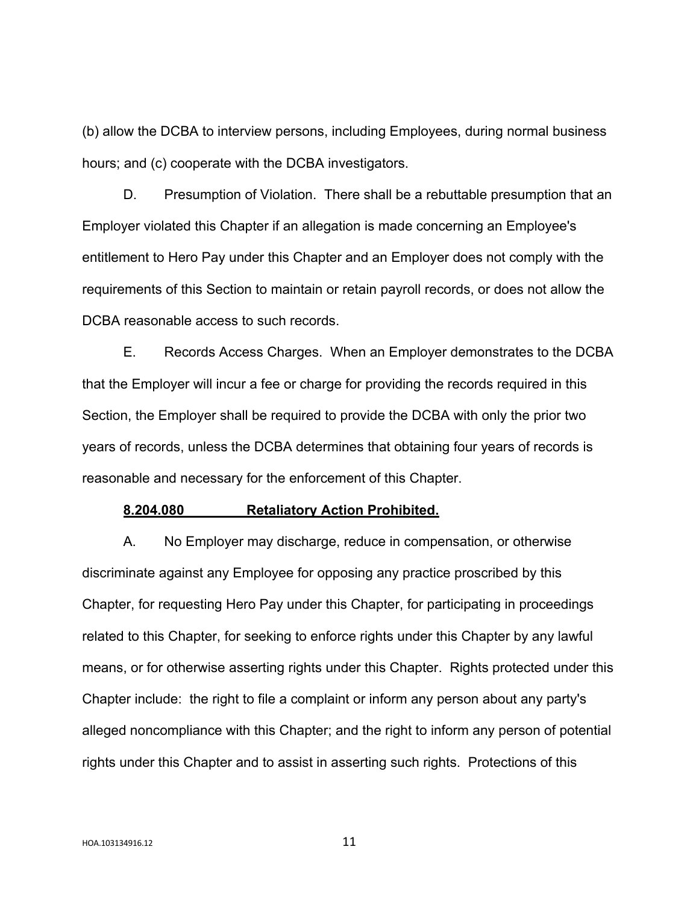(b) allow the DCBA to interview persons, including Employees, during normal business hours; and (c) cooperate with the DCBA investigators.

D. Presumption of Violation. There shall be a rebuttable presumption that an Employer violated this Chapter if an allegation is made concerning an Employee's entitlement to Hero Pay under this Chapter and an Employer does not comply with the requirements of this Section to maintain or retain payroll records, or does not allow the DCBA reasonable access to such records.

E. Records Access Charges. When an Employer demonstrates to the DCBA that the Employer will incur a fee or charge for providing the records required in this Section, the Employer shall be required to provide the DCBA with only the prior two years of records, unless the DCBA determines that obtaining four years of records is reasonable and necessary for the enforcement of this Chapter.

**<u>8.204.080 Retaliatory Action Prohibited.</u>**

A. No Employer may discharge, reduce in compensation, or otherwise discriminate against any Employee for opposing any practice proscribed by this Chapter, for requesting Hero Pay under this Chapter, for participating in proceedings related to this Chapter, for seeking to enforce rights under this Chapter by any lawful means, or for otherwise asserting rights under this Chapter. Rights protected under this Chapter include: the right to file a complaint or inform any person about any party's alleged noncompliance with this Chapter; and the right to inform any person of potential rights under this Chapter and to assist in asserting such rights. Protections of this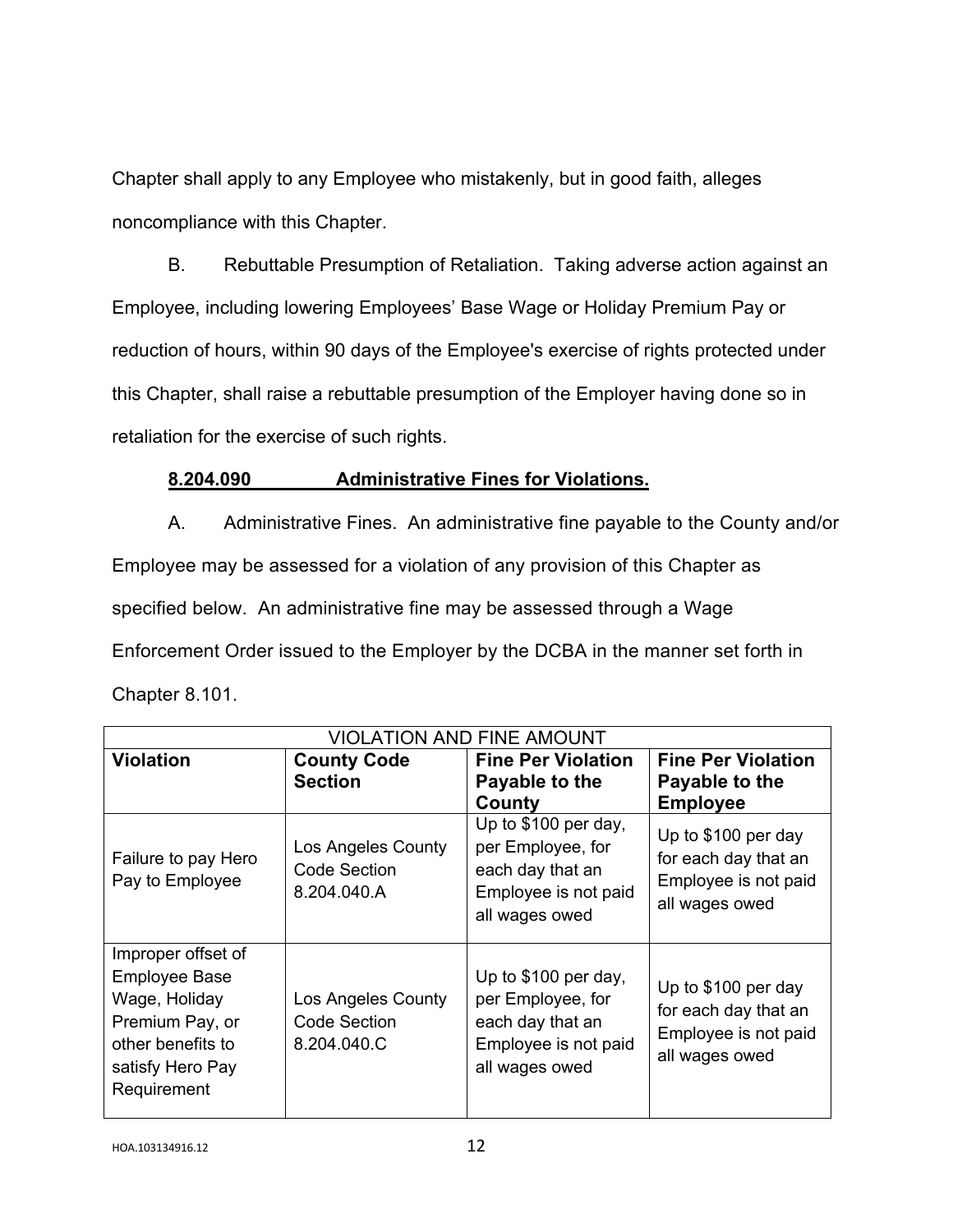Chapter shall apply to any Employee who mistakenly, but in good faith, alleges noncompliance with this Chapter.

B. Rebuttable Presumption of Retaliation. Taking adverse action against an Employee, including lowering Employees' Base Wage or Holiday Premium Pay or reduction of hours, within 90 days of the Employee's exercise of rights protected under this Chapter, shall raise a rebuttable presumption of the Employer having done so in retaliation for the exercise of such rights.

**8.204.090 Administrative Fines for Violations.**

A. Administrative Fines. An administrative fine payable to the County and/or Employee may be assessed for a violation of any provision of this Chapter as specified below. An administrative fine may be assessed through a Wage Enforcement Order issued to the Employer by the DCBA in the manner set forth in Chapter 8.101.

| VIOLATION AND FINE AMOUNT | | | |
|---|---|---|---|
| **Violation** | **County Code Section** | **Fine Per Violation Payable to the County** | **Fine Per Violation Payable to the Employee** |
| Failure to pay Hero Pay to Employee | Los Angeles County Code Section 8.204.040.A | Up to $100 per day, per Employee, for each day that an Employee is not paid all wages owed | Up to $100 per day for each day that an Employee is not paid all wages owed |
| Improper offset of Employee Base Wage, Holiday Premium Pay, or other benefits to satisfy Hero Pay Requirement | Los Angeles County Code Section 8.204.040.C | Up to $100 per day, per Employee, for each day that an Employee is not paid all wages owed | Up to $100 per day for each day that an Employee is not paid all wages owed |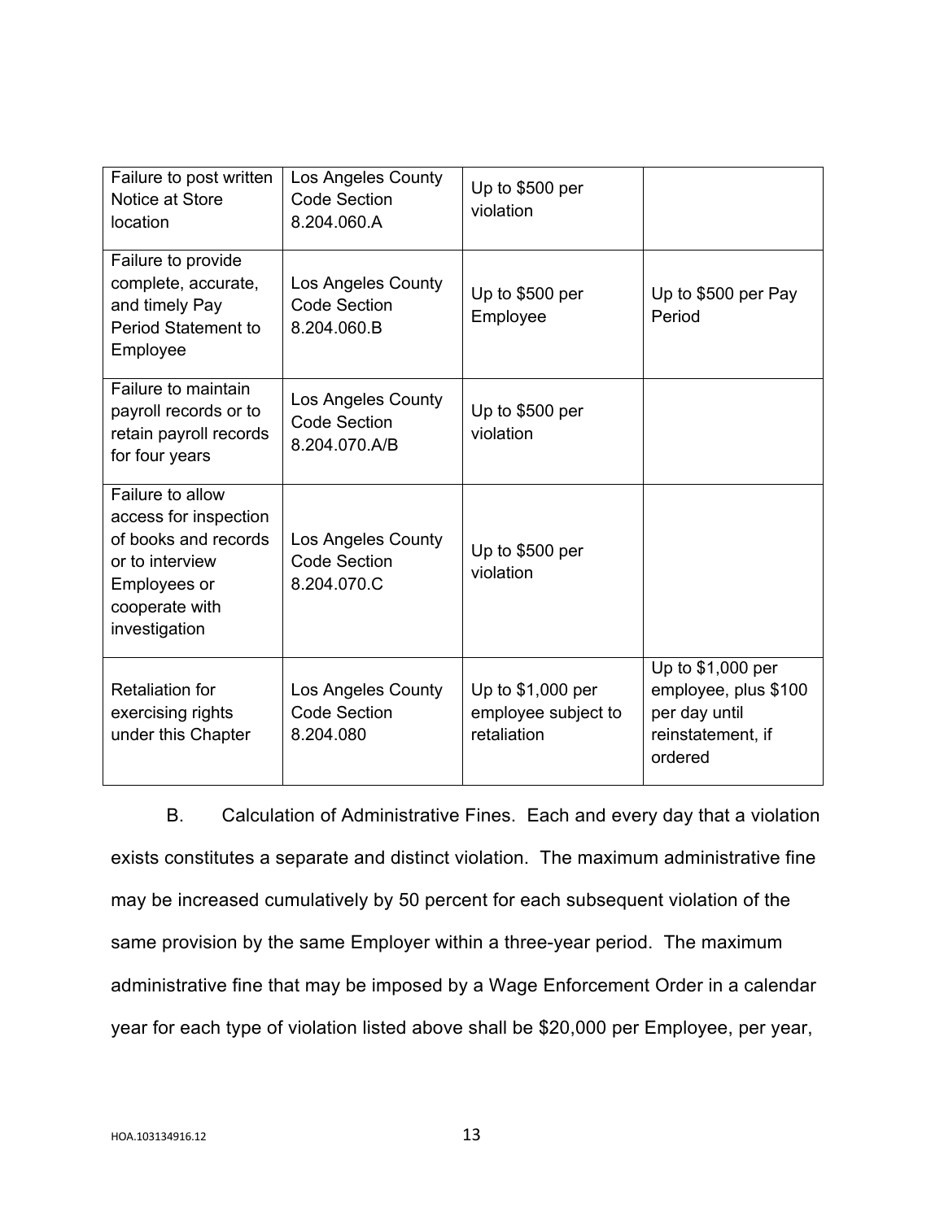| | | | |
|---|---|---|---|
| Failure to post written Notice at Store location | Los Angeles County Code Section 8.204.060.A | Up to $500 per violation | |
| Failure to provide complete, accurate, and timely Pay Period Statement to Employee | Los Angeles County Code Section 8.204.060.B | Up to $500 per Employee | Up to $500 per Pay Period |
| Failure to maintain payroll records or to retain payroll records for four years | Los Angeles County Code Section 8.204.070.A/B | Up to $500 per violation | |
| Failure to allow access for inspection of books and records or to interview Employees or cooperate with investigation | Los Angeles County Code Section 8.204.070.C | Up to $500 per violation | |
| Retaliation for exercising rights under this Chapter | Los Angeles County Code Section 8.204.080 | Up to $1,000 per employee subject to retaliation | Up to $1,000 per employee, plus $100 per day until reinstatement, if ordered |

B. Calculation of Administrative Fines. Each and every day that a violation exists constitutes a separate and distinct violation. The maximum administrative fine may be increased cumulatively by 50 percent for each subsequent violation of the same provision by the same Employer within a three-year period. The maximum administrative fine that may be imposed by a Wage Enforcement Order in a calendar year for each type of violation listed above shall be $20,000 per Employee, per year,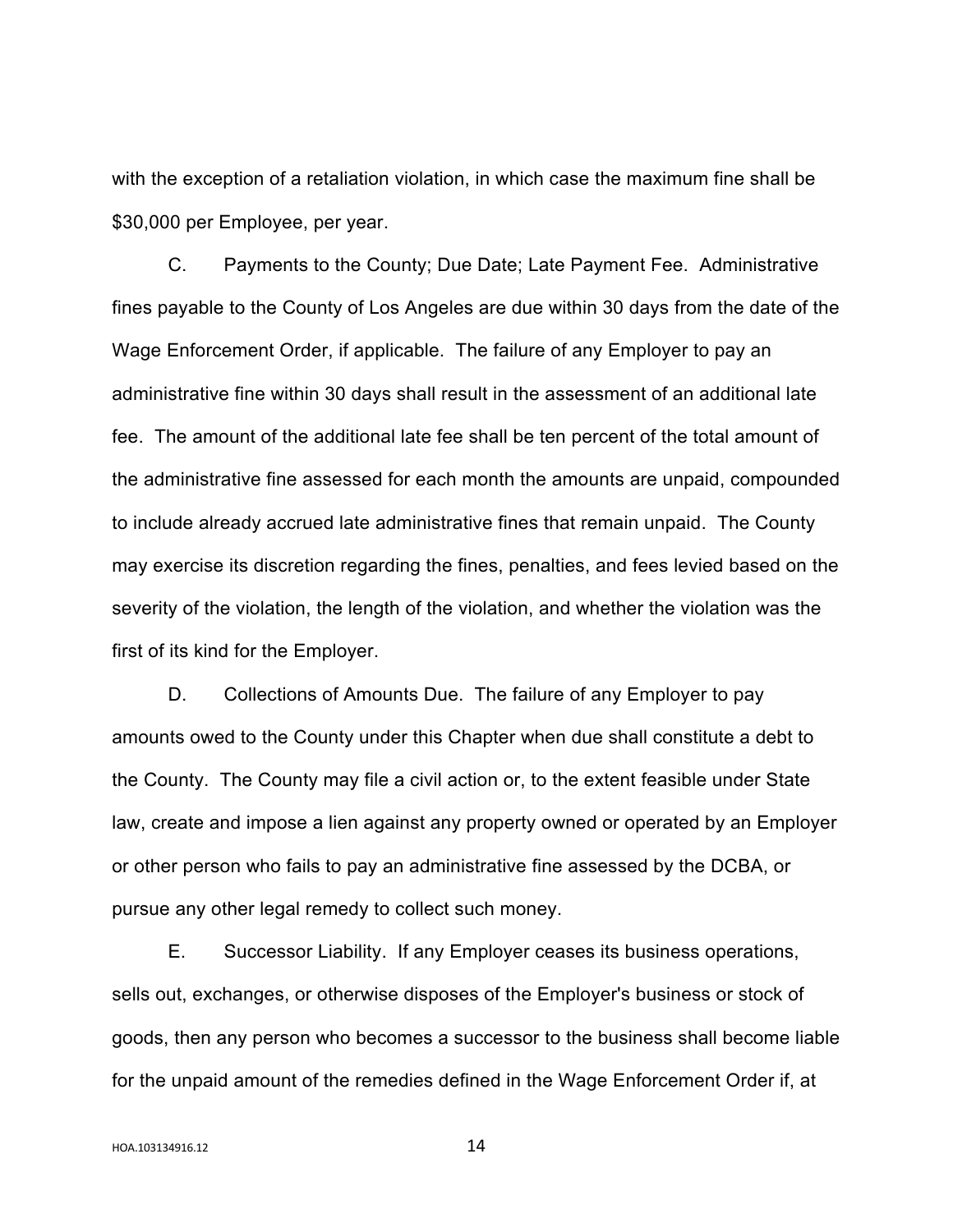with the exception of a retaliation violation, in which case the maximum fine shall be $30,000 per Employee, per year.

C. Payments to the County; Due Date; Late Payment Fee. Administrative fines payable to the County of Los Angeles are due within 30 days from the date of the Wage Enforcement Order, if applicable. The failure of any Employer to pay an administrative fine within 30 days shall result in the assessment of an additional late fee. The amount of the additional late fee shall be ten percent of the total amount of the administrative fine assessed for each month the amounts are unpaid, compounded to include already accrued late administrative fines that remain unpaid. The County may exercise its discretion regarding the fines, penalties, and fees levied based on the severity of the violation, the length of the violation, and whether the violation was the first of its kind for the Employer.

D. Collections of Amounts Due. The failure of any Employer to pay amounts owed to the County under this Chapter when due shall constitute a debt to the County. The County may file a civil action or, to the extent feasible under State law, create and impose a lien against any property owned or operated by an Employer or other person who fails to pay an administrative fine assessed by the DCBA, or pursue any other legal remedy to collect such money.

E. Successor Liability. If any Employer ceases its business operations, sells out, exchanges, or otherwise disposes of the Employer's business or stock of goods, then any person who becomes a successor to the business shall become liable for the unpaid amount of the remedies defined in the Wage Enforcement Order if, at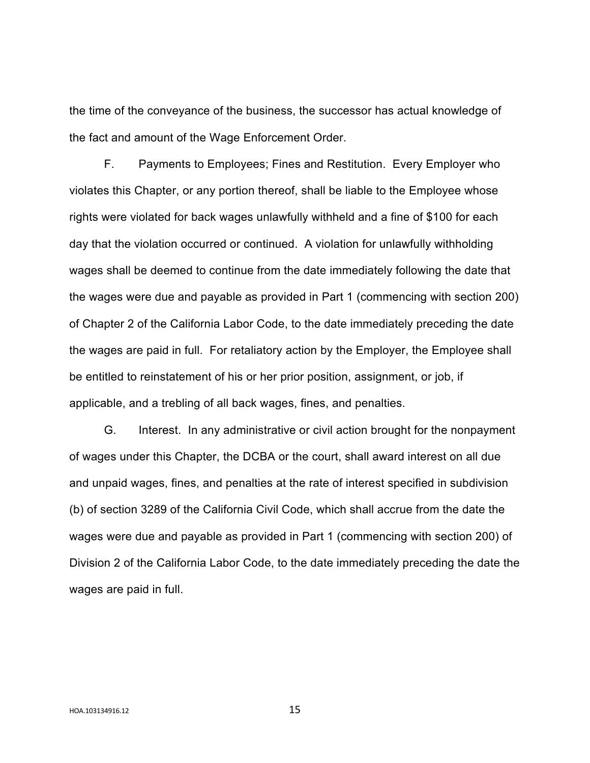the time of the conveyance of the business, the successor has actual knowledge of the fact and amount of the Wage Enforcement Order.

F. Payments to Employees; Fines and Restitution. Every Employer who violates this Chapter, or any portion thereof, shall be liable to the Employee whose rights were violated for back wages unlawfully withheld and a fine of $100 for each day that the violation occurred or continued. A violation for unlawfully withholding wages shall be deemed to continue from the date immediately following the date that the wages were due and payable as provided in Part 1 (commencing with section 200) of Chapter 2 of the California Labor Code, to the date immediately preceding the date the wages are paid in full. For retaliatory action by the Employer, the Employee shall be entitled to reinstatement of his or her prior position, assignment, or job, if applicable, and a trebling of all back wages, fines, and penalties.

G. Interest. In any administrative or civil action brought for the nonpayment of wages under this Chapter, the DCBA or the court, shall award interest on all due and unpaid wages, fines, and penalties at the rate of interest specified in subdivision (b) of section 3289 of the California Civil Code, which shall accrue from the date the wages were due and payable as provided in Part 1 (commencing with section 200) of Division 2 of the California Labor Code, to the date immediately preceding the date the wages are paid in full.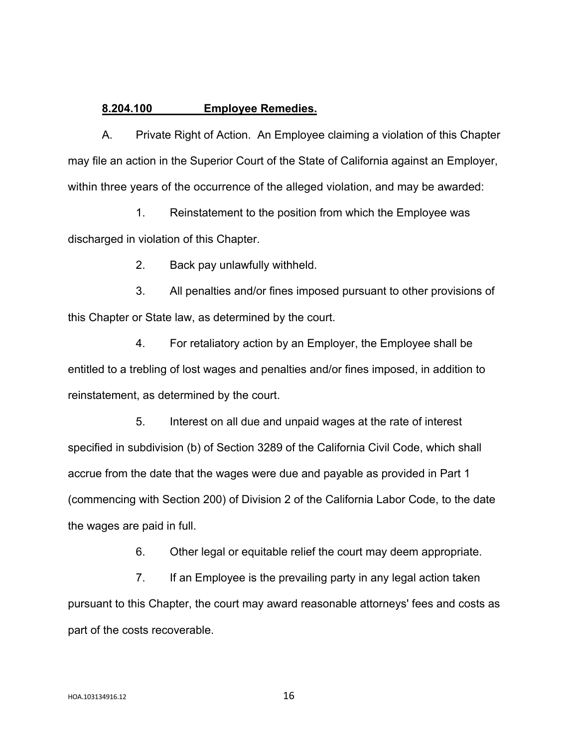**8.204.100 Employee Remedies.**

A. Private Right of Action. An Employee claiming a violation of this Chapter may file an action in the Superior Court of the State of California against an Employer, within three years of the occurrence of the alleged violation, and may be awarded:

1. Reinstatement to the position from which the Employee was discharged in violation of this Chapter.

2. Back pay unlawfully withheld.

3. All penalties and/or fines imposed pursuant to other provisions of this Chapter or State law, as determined by the court.

4. For retaliatory action by an Employer, the Employee shall be entitled to a trebling of lost wages and penalties and/or fines imposed, in addition to reinstatement, as determined by the court.

5. Interest on all due and unpaid wages at the rate of interest specified in subdivision (b) of Section 3289 of the California Civil Code, which shall accrue from the date that the wages were due and payable as provided in Part 1 (commencing with Section 200) of Division 2 of the California Labor Code, to the date the wages are paid in full.

6. Other legal or equitable relief the court may deem appropriate.

7. If an Employee is the prevailing party in any legal action taken pursuant to this Chapter, the court may award reasonable attorneys' fees and costs as part of the costs recoverable.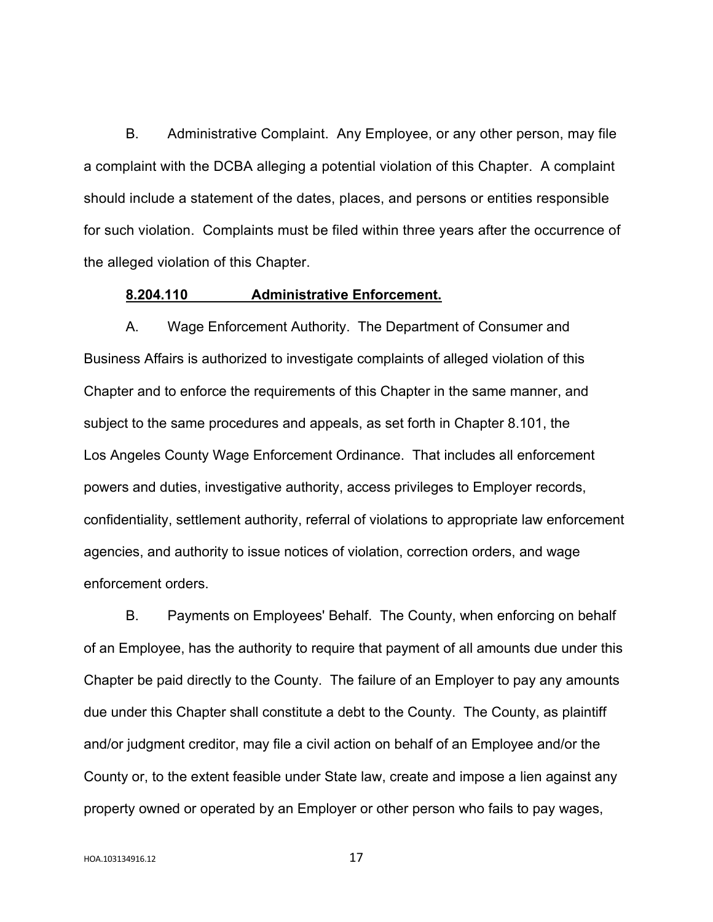B. Administrative Complaint. Any Employee, or any other person, may file a complaint with the DCBA alleging a potential violation of this Chapter. A complaint should include a statement of the dates, places, and persons or entities responsible for such violation. Complaints must be filed within three years after the occurrence of the alleged violation of this Chapter.

**8.204.110 Administrative Enforcement.**

A. Wage Enforcement Authority. The Department of Consumer and Business Affairs is authorized to investigate complaints of alleged violation of this Chapter and to enforce the requirements of this Chapter in the same manner, and subject to the same procedures and appeals, as set forth in Chapter 8.101, the Los Angeles County Wage Enforcement Ordinance. That includes all enforcement powers and duties, investigative authority, access privileges to Employer records, confidentiality, settlement authority, referral of violations to appropriate law enforcement agencies, and authority to issue notices of violation, correction orders, and wage enforcement orders.

B. Payments on Employees' Behalf. The County, when enforcing on behalf of an Employee, has the authority to require that payment of all amounts due under this Chapter be paid directly to the County. The failure of an Employer to pay any amounts due under this Chapter shall constitute a debt to the County. The County, as plaintiff and/or judgment creditor, may file a civil action on behalf of an Employee and/or the County or, to the extent feasible under State law, create and impose a lien against any property owned or operated by an Employer or other person who fails to pay wages,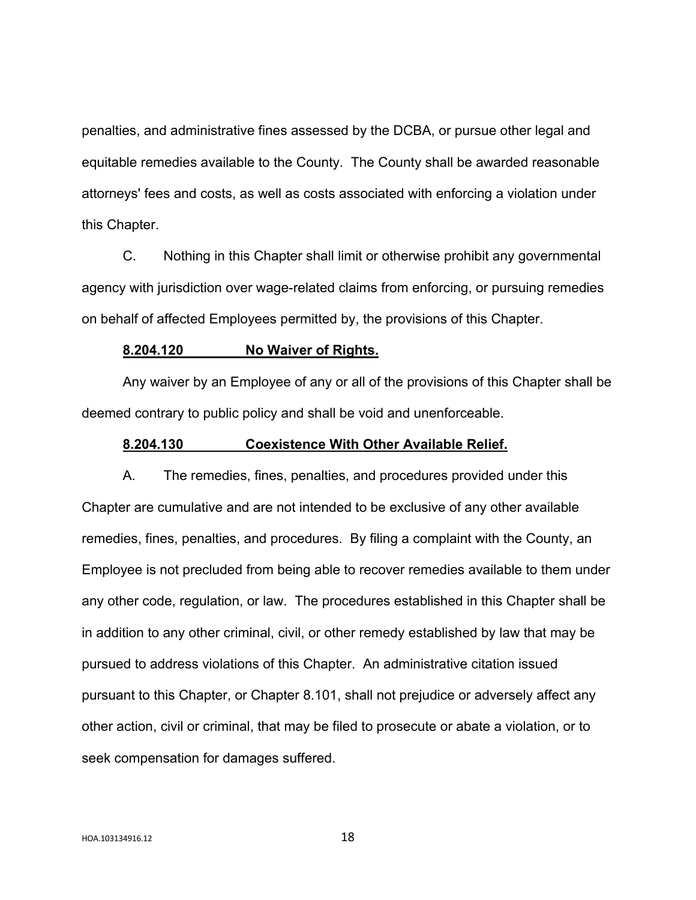penalties, and administrative fines assessed by the DCBA, or pursue other legal and equitable remedies available to the County. The County shall be awarded reasonable attorneys' fees and costs, as well as costs associated with enforcing a violation under this Chapter.

C. Nothing in this Chapter shall limit or otherwise prohibit any governmental agency with jurisdiction over wage-related claims from enforcing, or pursuing remedies on behalf of affected Employees permitted by, the provisions of this Chapter.

**8.204.120 No Waiver of Rights.**

Any waiver by an Employee of any or all of the provisions of this Chapter shall be deemed contrary to public policy and shall be void and unenforceable.

**8.204.130 Coexistence With Other Available Relief.**

A. The remedies, fines, penalties, and procedures provided under this Chapter are cumulative and are not intended to be exclusive of any other available remedies, fines, penalties, and procedures. By filing a complaint with the County, an Employee is not precluded from being able to recover remedies available to them under any other code, regulation, or law. The procedures established in this Chapter shall be in addition to any other criminal, civil, or other remedy established by law that may be pursued to address violations of this Chapter. An administrative citation issued pursuant to this Chapter, or Chapter 8.101, shall not prejudice or adversely affect any other action, civil or criminal, that may be filed to prosecute or abate a violation, or to seek compensation for damages suffered.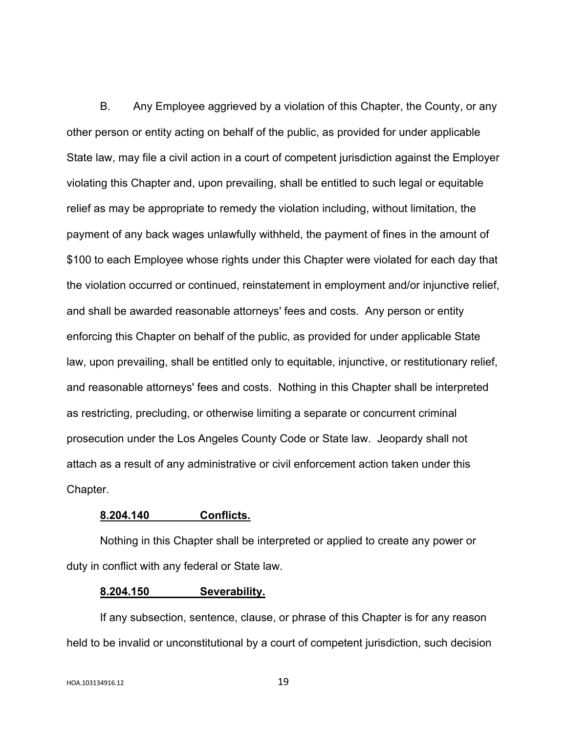B. Any Employee aggrieved by a violation of this Chapter, the County, or any other person or entity acting on behalf of the public, as provided for under applicable State law, may file a civil action in a court of competent jurisdiction against the Employer violating this Chapter and, upon prevailing, shall be entitled to such legal or equitable relief as may be appropriate to remedy the violation including, without limitation, the payment of any back wages unlawfully withheld, the payment of fines in the amount of $100 to each Employee whose rights under this Chapter were violated for each day that the violation occurred or continued, reinstatement in employment and/or injunctive relief, and shall be awarded reasonable attorneys' fees and costs. Any person or entity enforcing this Chapter on behalf of the public, as provided for under applicable State law, upon prevailing, shall be entitled only to equitable, injunctive, or restitutionary relief, and reasonable attorneys' fees and costs. Nothing in this Chapter shall be interpreted as restricting, precluding, or otherwise limiting a separate or concurrent criminal prosecution under the Los Angeles County Code or State law. Jeopardy shall not attach as a result of any administrative or civil enforcement action taken under this Chapter.

**8.204.140 Conflicts.**

Nothing in this Chapter shall be interpreted or applied to create any power or duty in conflict with any federal or State law.

**8.204.150 Severability.**

If any subsection, sentence, clause, or phrase of this Chapter is for any reason held to be invalid or unconstitutional by a court of competent jurisdiction, such decision

HOA.103134916.12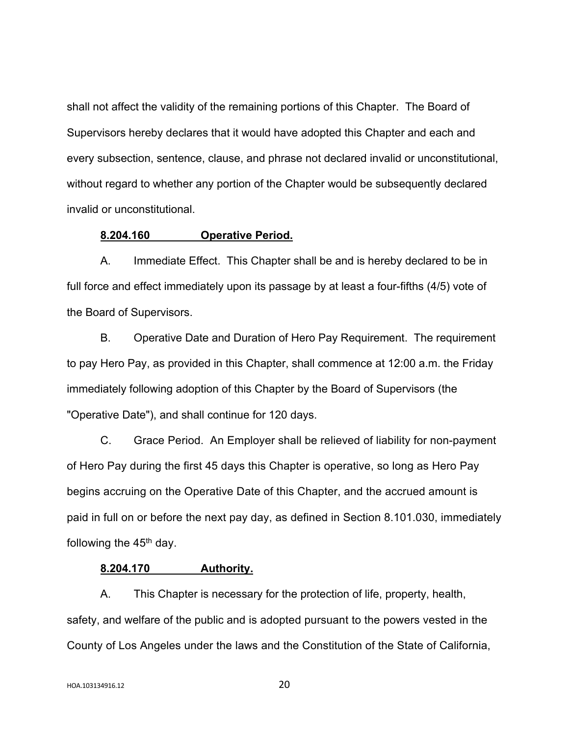shall not affect the validity of the remaining portions of this Chapter. The Board of Supervisors hereby declares that it would have adopted this Chapter and each and every subsection, sentence, clause, and phrase not declared invalid or unconstitutional, without regard to whether any portion of the Chapter would be subsequently declared invalid or unconstitutional.

**8.204.160 Operative Period.**

A. Immediate Effect. This Chapter shall be and is hereby declared to be in full force and effect immediately upon its passage by at least a four-fifths (4/5) vote of the Board of Supervisors.

B. Operative Date and Duration of Hero Pay Requirement. The requirement to pay Hero Pay, as provided in this Chapter, shall commence at 12:00 a.m. the Friday immediately following adoption of this Chapter by the Board of Supervisors (the "Operative Date"), and shall continue for 120 days.

C. Grace Period. An Employer shall be relieved of liability for non-payment of Hero Pay during the first 45 days this Chapter is operative, so long as Hero Pay begins accruing on the Operative Date of this Chapter, and the accrued amount is paid in full on or before the next pay day, as defined in Section 8.101.030, immediately following the 45th day.

**8.204.170 Authority.**

A. This Chapter is necessary for the protection of life, property, health, safety, and welfare of the public and is adopted pursuant to the powers vested in the County of Los Angeles under the laws and the Constitution of the State of California,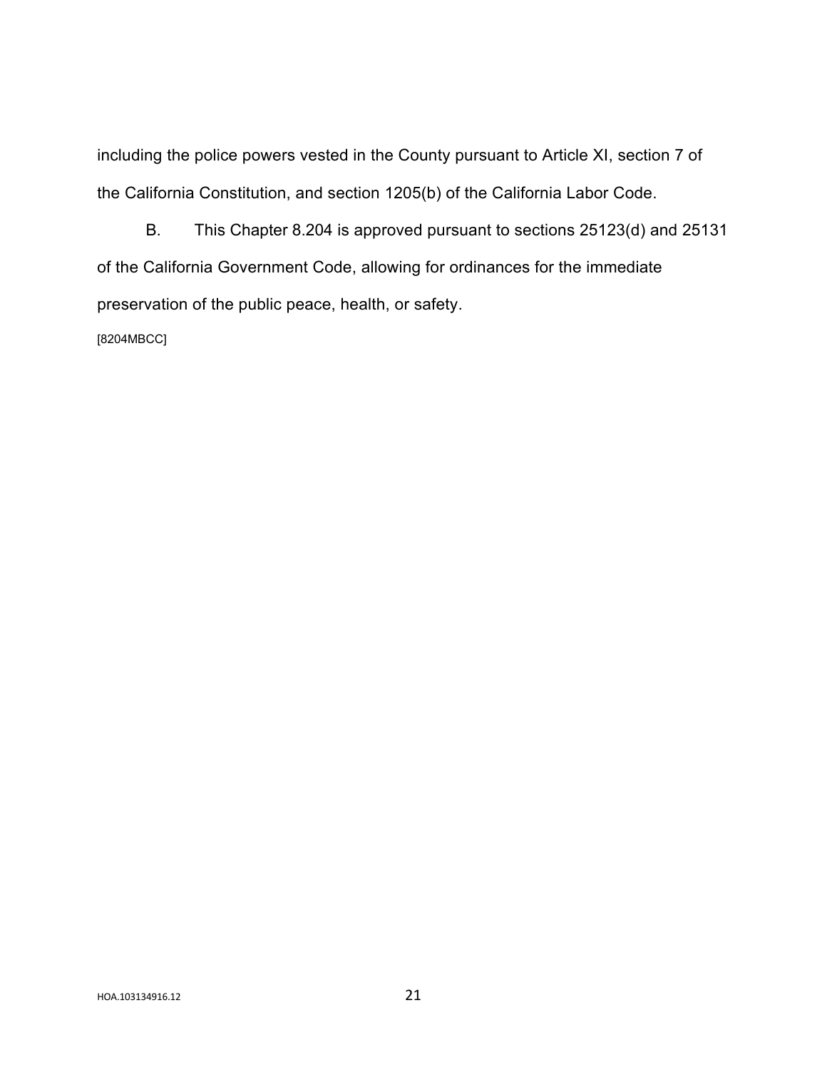including the police powers vested in the County pursuant to Article XI, section 7 of the California Constitution, and section 1205(b) of the California Labor Code.

B. This Chapter 8.204 is approved pursuant to sections 25123(d) and 25131 of the California Government Code, allowing for ordinances for the immediate preservation of the public peace, health, or safety.

[8204MBCC]

HOA.103134916.12